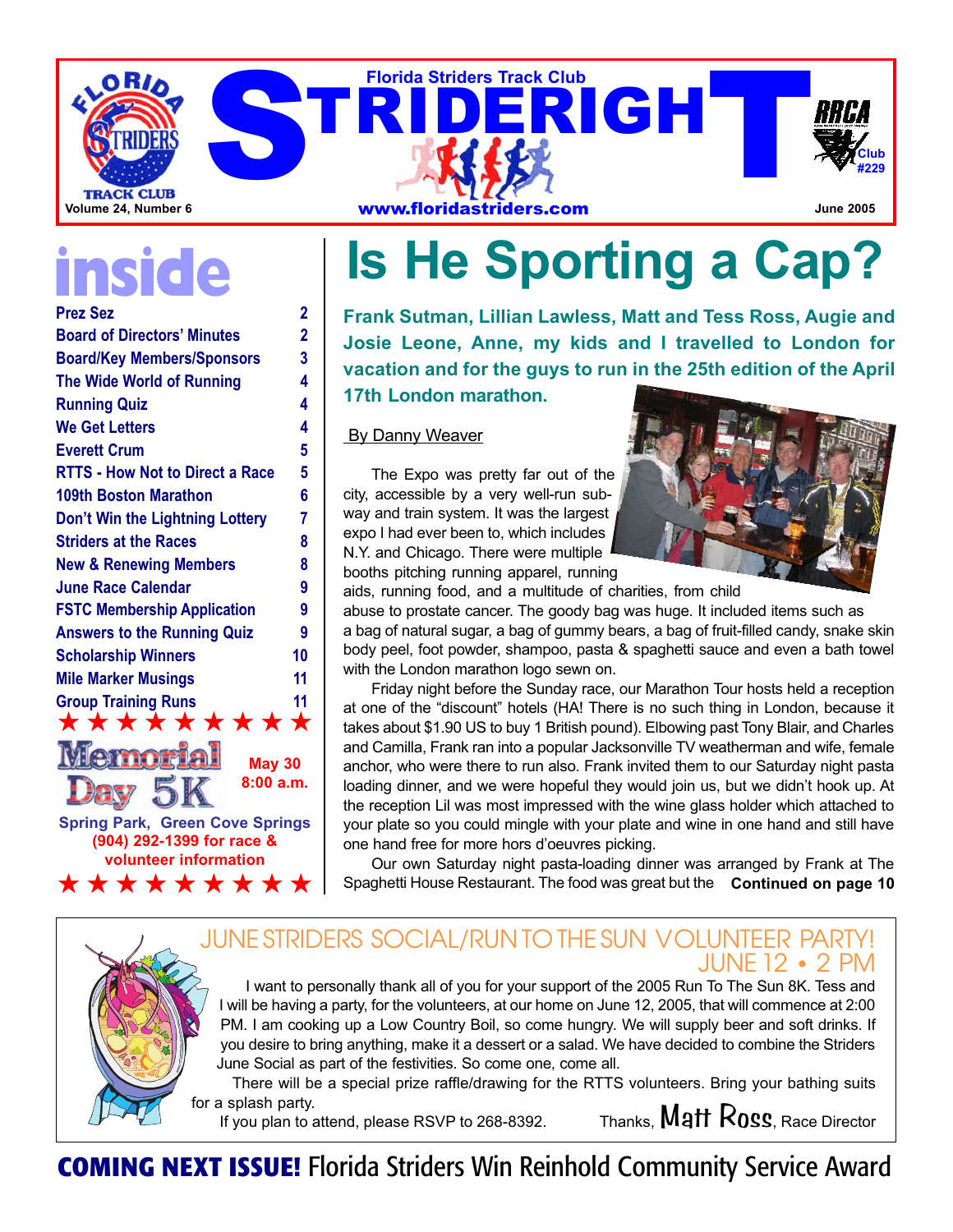# STRIDERIGHT

Florida Striders Track Club

www.floridastriders.com

Volume 24, Number 6 — June 2005

RRCA Club #229

## inside

| | |
|---|---|
| Prez Sez | 2 |
| Board of Directors' Minutes | 2 |
| Board/Key Members/Sponsors | 3 |
| The Wide World of Running | 4 |
| Running Quiz | 4 |
| We Get Letters | 4 |
| Everett Crum | 5 |
| RTTS - How Not to Direct a Race | 5 |
| 109th Boston Marathon | 6 |
| Don't Win the Lightning Lottery | 7 |
| Striders at the Races | 8 |
| New & Renewing Members | 8 |
| June Race Calendar | 9 |
| FSTC Membership Application | 9 |
| Answers to the Running Quiz | 9 |
| Scholarship Winners | 10 |
| Mile Marker Musings | 11 |
| Group Training Runs | 11 |

★★★★★★★★★

**Memorial Day 5K**

**May 30**
**8:00 a.m.**

**Spring Park, Green Cove Springs**
**(904) 292-1399 for race & volunteer information**

★★★★★★★★★

# Is He Sporting a Cap?

**Frank Sutman, Lillian Lawless, Matt and Tess Ross, Augie and Josie Leone, Anne, my kids and I travelled to London for vacation and for the guys to run in the 25th edition of the April 17th London marathon.**

By Danny Weaver

The Expo was pretty far out of the city, accessible by a very well-run subway and train system. It was the largest expo I had ever been to, which includes N.Y. and Chicago. There were multiple booths pitching running apparel, running aids, running food, and a multitude of charities, from child abuse to prostate cancer. The goody bag was huge. It included items such as a bag of natural sugar, a bag of gummy bears, a bag of fruit-filled candy, snake skin body peel, foot powder, shampoo, pasta & spaghetti sauce and even a bath towel with the London marathon logo sewn on.

Friday night before the Sunday race, our Marathon Tour hosts held a reception at one of the "discount" hotels (HA! There is no such thing in London, because it takes about $1.90 US to buy 1 British pound). Elbowing past Tony Blair, and Charles and Camilla, Frank ran into a popular Jacksonville TV weatherman and wife, female anchor, who were there to run also. Frank invited them to our Saturday night pasta loading dinner, and we were hopeful they would join us, but we didn't hook up. At the reception Lil was most impressed with the wine glass holder which attached to your plate so you could mingle with your plate and wine in one hand and still have one hand free for more hors d'oeuvres picking.

Our own Saturday night pasta-loading dinner was arranged by Frank at The Spaghetti House Restaurant. The food was great but the **Continued on page 10**

## JUNE STRIDERS SOCIAL/RUN TO THE SUN VOLUNTEER PARTY! JUNE 12 • 2 PM

I want to personally thank all of you for your support of the 2005 Run To The Sun 8K. Tess and I will be having a party, for the volunteers, at our home on June 12, 2005, that will commence at 2:00 PM. I am cooking up a Low Country Boil, so come hungry. We will supply beer and soft drinks. If you desire to bring anything, make it a dessert or a salad. We have decided to combine the Striders June Social as part of the festivities. So come one, come all.

There will be a special prize raffle/drawing for the RTTS volunteers. Bring your bathing suits for a splash party.

If you plan to attend, please RSVP to 268-8392.

Thanks, Matt Ross, Race Director

**COMING NEXT ISSUE!** Florida Striders Win Reinhold Community Service Award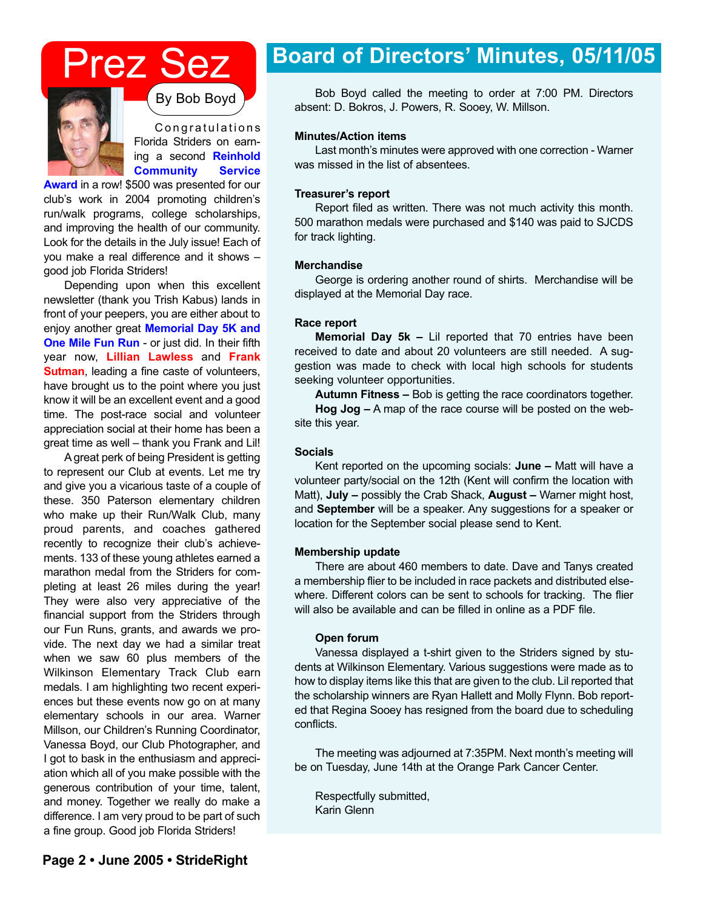# Prez Sez

By Bob Boyd

Congratulations Florida Striders on earning a second **Reinhold Community Service Award** in a row! $500 was presented for our club's work in 2004 promoting children's run/walk programs, college scholarships, and improving the health of our community. Look for the details in the July issue! Each of you make a real difference and it shows – good job Florida Striders!

Depending upon when this excellent newsletter (thank you Trish Kabus) lands in front of your peepers, you are either about to enjoy another great **Memorial Day 5K and One Mile Fun Run** - or just did. In their fifth year now, **Lillian Lawless** and **Frank Sutman**, leading a fine caste of volunteers, have brought us to the point where you just know it will be an excellent event and a good time. The post-race social and volunteer appreciation social at their home has been a great time as well – thank you Frank and Lil!

A great perk of being President is getting to represent our Club at events. Let me try and give you a vicarious taste of a couple of these. 350 Paterson elementary children who make up their Run/Walk Club, many proud parents, and coaches gathered recently to recognize their club's achievements. 133 of these young athletes earned a marathon medal from the Striders for completing at least 26 miles during the year! They were also very appreciative of the financial support from the Striders through our Fun Runs, grants, and awards we provide. The next day we had a similar treat when we saw 60 plus members of the Wilkinson Elementary Track Club earn medals. I am highlighting two recent experiences but these events now go on at many elementary schools in our area. Warner Millson, our Children's Running Coordinator, Vanessa Boyd, our Club Photographer, and I got to bask in the enthusiasm and appreciation which all of you make possible with the generous contribution of your time, talent, and money. Together we really do make a difference. I am very proud to be part of such a fine group. Good job Florida Striders!

# Board of Directors' Minutes, 05/11/05

Bob Boyd called the meeting to order at 7:00 PM. Directors absent: D. Bokros, J. Powers, R. Sooey, W. Millson.

**Minutes/Action items**

Last month's minutes were approved with one correction - Warner was missed in the list of absentees.

**Treasurer's report**

Report filed as written. There was not much activity this month. 500 marathon medals were purchased and $140 was paid to SJCDS for track lighting.

**Merchandise**

George is ordering another round of shirts. Merchandise will be displayed at the Memorial Day race.

**Race report**

**Memorial Day 5k –** Lil reported that 70 entries have been received to date and about 20 volunteers are still needed. A suggestion was made to check with local high schools for students seeking volunteer opportunities.

**Autumn Fitness –** Bob is getting the race coordinators together.

**Hog Jog –** A map of the race course will be posted on the website this year.

**Socials**

Kent reported on the upcoming socials: **June –** Matt will have a volunteer party/social on the 12th (Kent will confirm the location with Matt), **July –** possibly the Crab Shack, **August –** Warner might host, and **September** will be a speaker. Any suggestions for a speaker or location for the September social please send to Kent.

**Membership update**

There are about 460 members to date. Dave and Tanys created a membership flier to be included in race packets and distributed elsewhere. Different colors can be sent to schools for tracking. The flier will also be available and can be filled in online as a PDF file.

**Open forum**

Vanessa displayed a t-shirt given to the Striders signed by students at Wilkinson Elementary. Various suggestions were made as to how to display items like this that are given to the club. Lil reported that the scholarship winners are Ryan Hallett and Molly Flynn. Bob reported that Regina Sooey has resigned from the board due to scheduling conflicts.

The meeting was adjourned at 7:35PM. Next month's meeting will be on Tuesday, June 14th at the Orange Park Cancer Center.

Respectfully submitted,
Karin Glenn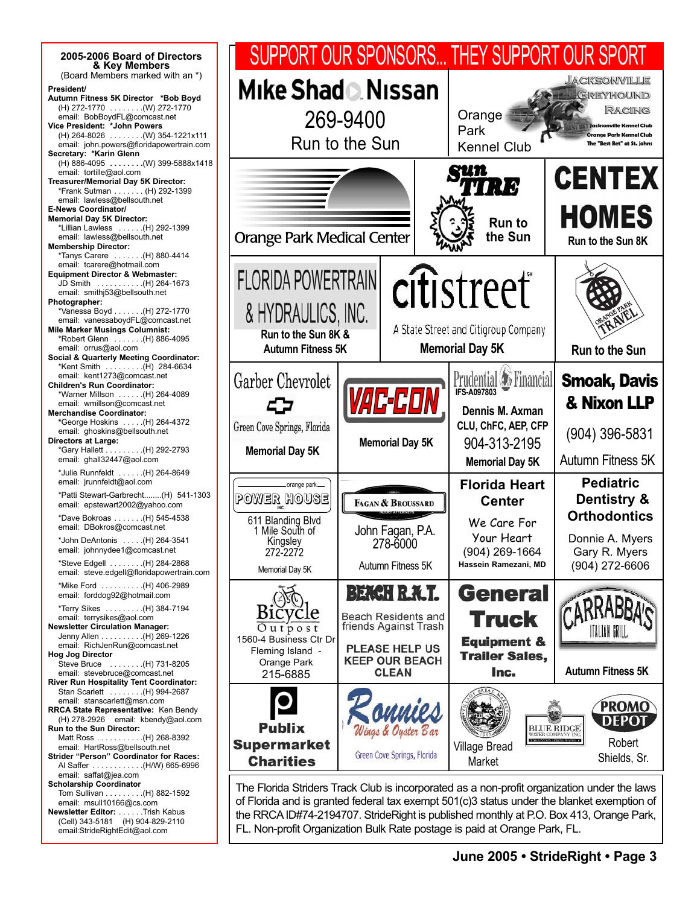## 2005-2006 Board of Directors & Key Members

(Board Members marked with an *)

**President/**
**Autumn Fitness 5K Director** ***Bob Boyd**
(H) 272-1770 . . . . . . . .(W) 272-1770
email: BobBoydFL@comcast.net

**Vice President: *John Powers**
(H) 264-8026 . . . . . . . .(W) 354-1221x111
email: john.powers@floridapowertrain.com

**Secretary: *Karin Glenn**
(H) 886-4095 . . . . . . . .(W) 399-5888x1418
email: tortille@aol.com

**Treasurer/Memorial Day 5K Director:**
*Frank Sutman . . . . . . . (H) 292-1399
email: lawless@bellsouth.net

**E-News Coordinator/**
**Memorial Day 5K Director:**
*Lillian Lawless . . . . . .(H) 292-1399
email: lawless@bellsouth.net

**Membership Director:**
*Tanys Carere . . . . . . .(H) 880-4414
email: tcarere@hotmail.com

**Equipment Director & Webmaster:**
JD Smith . . . . . . . . . . .(H) 264-1673
email: smithj53@bellsouth.net

**Photographer:**
*Vanessa Boyd . . . . . . .(H) 272-1770
email: vanessaboydFL@comcast.net

**Mile Marker Musings Columnist:**
*Robert Glenn . . . . . . .(H) 886-4095
email: orrus@aol.com

**Social & Quarterly Meeting Coordinator:**
*Kent Smith . . . . . . . . .(H) 284-6634
email: kent1273@comcast.net

**Children's Run Coordinator:**
*Warner Millson . . . . . .(H) 264-4089
email: wmillson@comcast.net

**Merchandise Coordinator:**
*George Hoskins . . . . .(H) 264-4372
email: ghoskins@bellsouth.net

**Directors at Large:**
*Gary Hallett . . . . . . . . .(H) 292-2793
email: ghall32447@aol.com

*Julie Runnfeldt . . . . . .(H) 264-8649
email: jrunnfeldt@aol.com

*Patti Stewart-Garbrecht........(H) 541-1303
email: epstewart2002@yahoo.com

*Dave Bokroas . . . . . . .(H) 545-4538
email: DBokros@comcast.net

*John DeAntonis . . . . .(H) 264-3541
email: johnnydee1@comcast.net

*Steve Edgell . . . . . . . .(H) 284-2868
email: steve.edgell@floridapowertrain.com

*Mike Ford . . . . . . . . . .(H) 406-2989
email: forddog92@hotmail.com

*Terry Sikes . . . . . . . . .(H) 384-7194
email: terrysikes@aol.com

**Newsletter Circulation Manager:**
Jenny Allen . . . . . . . . . .(H) 269-1226
email: RichJenRun@comcast.net

**Hog Jog Director**
Steve Bruce . . . . . . . . .(H) 731-8205
email: stevebruce@comcast.net

**River Run Hospitality Tent Coordinator:**
Stan Scarlett . . . . . . . .(H) 994-2687
email: stanscarlett@msn.com

**RRCA State Representative:** Ken Bendy
(H) 278-2926 email: kbendy@aol.com

**Run to the Sun Director:**
Matt Ross . . . . . . . . . . .(H) 268-8392
email: HartRoss@bellsouth.net

**Strider "Person" Coordinator for Races:**
Al Saffer . . . . . . . . . . . .(H/W) 665-6996
email: saffat@jea.com

**Scholarship Coordinator**
Tom Sullivan . . . . . . . . .(H) 882-1592
email: msull10166@cs.com

**Newsletter Editor:** . . . . . .Trish Kabus
(Cell) 343-5181 (H) 904-829-2110
email:StrideRightEdit@aol.com

# SUPPORT OUR SPONSORS... THEY SUPPORT OUR SPORT

**Mike Shad Nissan**
269-9400
Run to the Sun

**Orange Park Kennel Club**
Jacksonville Greyhound Racing
Jacksonville Kennel Club
Orange Park Kennel Club
The "Best Bet" at St. Johns

**Orange Park Medical Center**

**Sun Tire**
Run to the Sun

**CENTEX HOMES**
Run to the Sun 8K

**FLORIDA POWERTRAIN & HYDRAULICS, INC.**
Run to the Sun 8K & Autumn Fitness 5K

**citistreet**
A State Street and Citigroup Company
Memorial Day 5K

**Orange Park Travel**
Run to the Sun

**Garber Chevrolet**
Green Cove Springs, Florida
Memorial Day 5K

**VAC-CON**
Memorial Day 5K

**Prudential Financial**
IFS-A097803
Dennis M. Axman
CLU, ChFC, AEP, CFP
904-313-2195
Memorial Day 5K

**Smoak, Davis & Nixon LLP**
(904) 396-5831
Autumn Fitness 5K

**orange park POWER HOUSE INC.**
611 Blanding Blvd
1 Mile South of Kingsley
272-2272
Memorial Day 5K

**FAGAN & BROUSSARD**
Injury Attorneys
John Fagan, P.A.
278-6000
Autumn Fitness 5K

**Florida Heart Center**
We Care For Your Heart
(904) 269-1664
Hassein Ramezani, MD

**Pediatric Dentistry & Orthodontics**
Donnie A. Myers
Gary R. Myers
(904) 272-6606

**Bicycle Outpost**
1560-4 Business Ctr Dr
Fleming Island - Orange Park
215-6885

**BEACH R.A.T.**
Beach Residents and friends Against Trash
PLEASE HELP US KEEP OUR BEACH CLEAN

**General Truck Equipment & Trailer Sales, Inc.**

**CARRABBA'S ITALIAN GRILL**
Autumn Fitness 5K

**Publix Supermarket Charities**

**Ronnies Wings & Oyster Bar**
Green Cove Springs, Florida

**Village Bread Market**

**BLUE RIDGE WATER COMPANY INC.**

**PROMO DEPOT**
Robert Shields, Sr.

The Florida Striders Track Club is incorporated as a non-profit organization under the laws of Florida and is granted federal tax exempt 501(c)3 status under the blanket exemption of the RRCA ID#74-2194707. StrideRight is published monthly at P.O. Box 413, Orange Park, FL. Non-profit Organization Bulk Rate postage is paid at Orange Park, FL.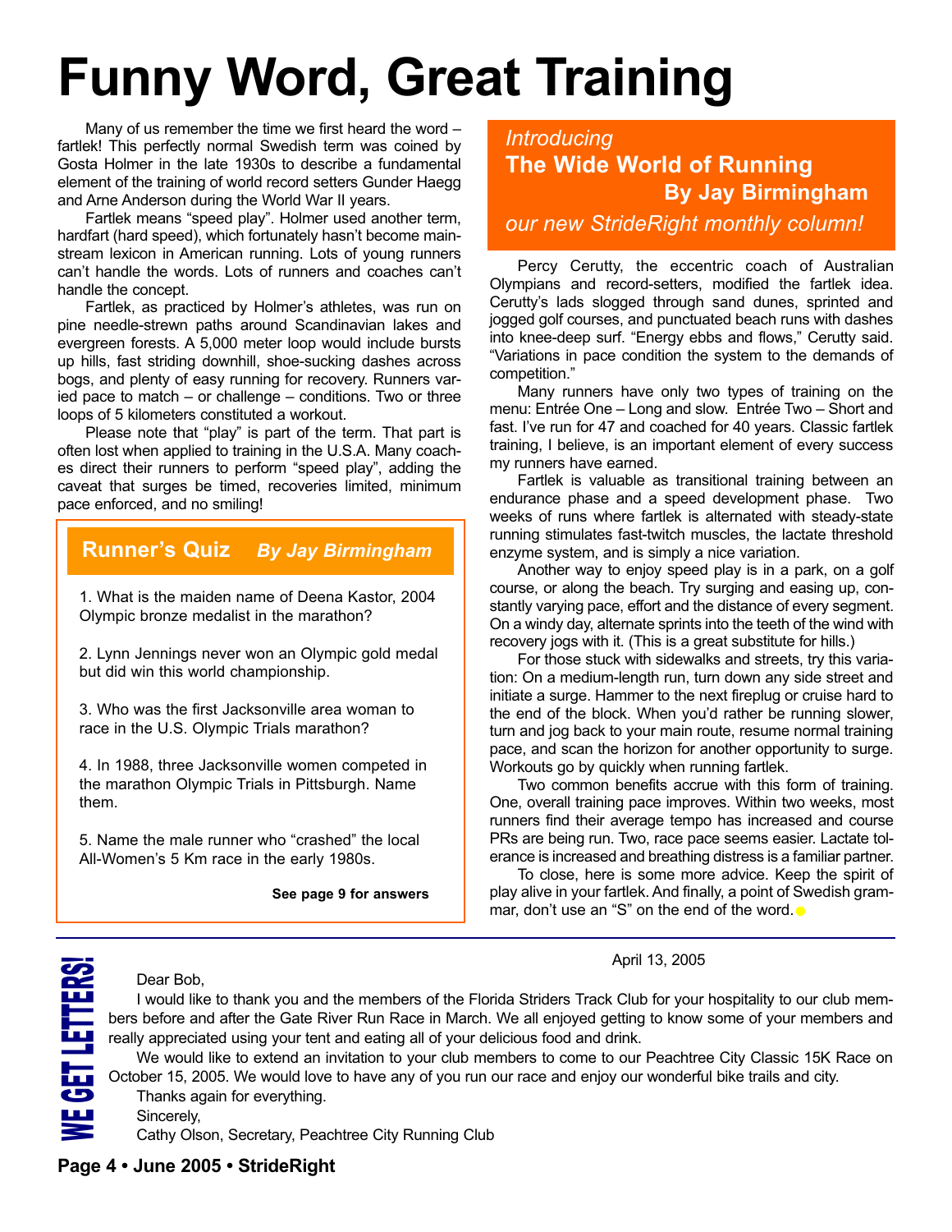# Funny Word, Great Training

Many of us remember the time we first heard the word – fartlek! This perfectly normal Swedish term was coined by Gosta Holmer in the late 1930s to describe a fundamental element of the training of world record setters Gunder Haegg and Arne Anderson during the World War II years.

Fartlek means "speed play". Holmer used another term, hardfart (hard speed), which fortunately hasn't become mainstream lexicon in American running. Lots of young runners can't handle the words. Lots of runners and coaches can't handle the concept.

Fartlek, as practiced by Holmer's athletes, was run on pine needle-strewn paths around Scandinavian lakes and evergreen forests. A 5,000 meter loop would include bursts up hills, fast striding downhill, shoe-sucking dashes across bogs, and plenty of easy running for recovery. Runners varied pace to match – or challenge – conditions. Two or three loops of 5 kilometers constituted a workout.

Please note that "play" is part of the term. That part is often lost when applied to training in the U.S.A. Many coaches direct their runners to perform "speed play", adding the caveat that surges be timed, recoveries limited, minimum pace enforced, and no smiling!

## Runner's Quiz *By Jay Birmingham*

1. What is the maiden name of Deena Kastor, 2004 Olympic bronze medalist in the marathon?

2. Lynn Jennings never won an Olympic gold medal but did win this world championship.

3. Who was the first Jacksonville area woman to race in the U.S. Olympic Trials marathon?

4. In 1988, three Jacksonville women competed in the marathon Olympic Trials in Pittsburgh. Name them.

5. Name the male runner who "crashed" the local All-Women's 5 Km race in the early 1980s.

**See page 9 for answers**

*Introducing*

## The Wide World of Running

### By Jay Birmingham

*our new StrideRight monthly column!*

Percy Cerutty, the eccentric coach of Australian Olympians and record-setters, modified the fartlek idea. Cerutty's lads slogged through sand dunes, sprinted and jogged golf courses, and punctuated beach runs with dashes into knee-deep surf. "Energy ebbs and flows," Cerutty said. "Variations in pace condition the system to the demands of competition."

Many runners have only two types of training on the menu: Entrée One – Long and slow. Entrée Two – Short and fast. I've run for 47 and coached for 40 years. Classic fartlek training, I believe, is an important element of every success my runners have earned.

Fartlek is valuable as transitional training between an endurance phase and a speed development phase. Two weeks of runs where fartlek is alternated with steady-state running stimulates fast-twitch muscles, the lactate threshold enzyme system, and is simply a nice variation.

Another way to enjoy speed play is in a park, on a golf course, or along the beach. Try surging and easing up, constantly varying pace, effort and the distance of every segment. On a windy day, alternate sprints into the teeth of the wind with recovery jogs with it. (This is a great substitute for hills.)

For those stuck with sidewalks and streets, try this variation: On a medium-length run, turn down any side street and initiate a surge. Hammer to the next fireplug or cruise hard to the end of the block. When you'd rather be running slower, turn and jog back to your main route, resume normal training pace, and scan the horizon for another opportunity to surge. Workouts go by quickly when running fartlek.

Two common benefits accrue with this form of training. One, overall training pace improves. Within two weeks, most runners find their average tempo has increased and course PRs are being run. Two, race pace seems easier. Lactate tolerance is increased and breathing distress is a familiar partner.

To close, here is some more advice. Keep the spirit of play alive in your fartlek. And finally, a point of Swedish grammar, don't use an "S" on the end of the word.

## WE GET LETTERS!

April 13, 2005

Dear Bob,

I would like to thank you and the members of the Florida Striders Track Club for your hospitality to our club members before and after the Gate River Run Race in March. We all enjoyed getting to know some of your members and really appreciated using your tent and eating all of your delicious food and drink.

We would like to extend an invitation to your club members to come to our Peachtree City Classic 15K Race on October 15, 2005. We would love to have any of you run our race and enjoy our wonderful bike trails and city.

Thanks again for everything.

Sincerely,

Cathy Olson, Secretary, Peachtree City Running Club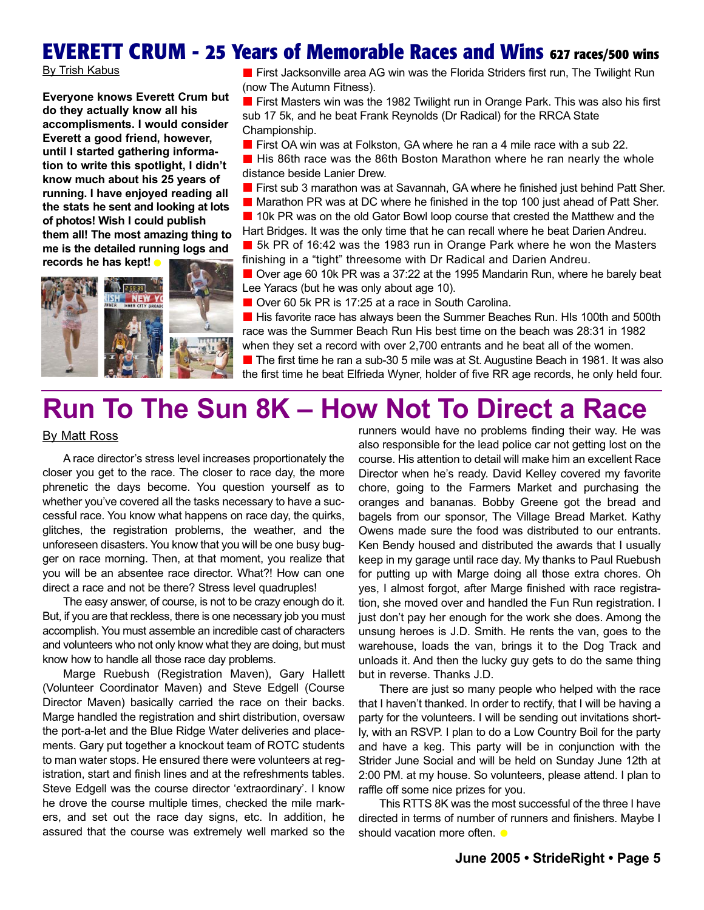# EVERETT CRUM - 25 Years of Memorable Races and Wins 627 races/500 wins

By Trish Kabus

**Everyone knows Everett Crum but do they actually know all his accomplishments. I would consider Everett a good friend, however, until I started gathering information to write this spotlight, I didn't know much about his 25 years of running. I have enjoyed reading all the stats he sent and looking at lots of photos! Wish I could publish them all! The most amazing thing to me is the detailed running logs and records he has kept!**

- First Jacksonville area AG win was the Florida Striders first run, The Twilight Run (now The Autumn Fitness).
- First Masters win was the 1982 Twilight run in Orange Park. This was also his first sub 17 5k, and he beat Frank Reynolds (Dr Radical) for the RRCA State Championship.
- First OA win was at Folkston, GA where he ran a 4 mile race with a sub 22.
- His 86th race was the 86th Boston Marathon where he ran nearly the whole distance beside Lanier Drew.
- First sub 3 marathon was at Savannah, GA where he finished just behind Patt Sher.
- Marathon PR was at DC where he finished in the top 100 just ahead of Patt Sher.
- 10k PR was on the old Gator Bowl loop course that crested the Matthew and the Hart Bridges. It was the only time that he can recall where he beat Darien Andreu.
- 5k PR of 16:42 was the 1983 run in Orange Park where he won the Masters finishing in a "tight" threesome with Dr Radical and Darien Andreu.
- Over age 60 10k PR was a 37:22 at the 1995 Mandarin Run, where he barely beat Lee Yaracs (but he was only about age 10).
- Over 60 5k PR is 17:25 at a race in South Carolina.
- His favorite race has always been the Summer Beaches Run. HIs 100th and 500th race was the Summer Beach Run His best time on the beach was 28:31 in 1982 when they set a record with over 2,700 entrants and he beat all of the women.
- The first time he ran a sub-30 5 mile was at St. Augustine Beach in 1981. It was also the first time he beat Elfrieda Wyner, holder of five RR age records, he only held four.

# Run To The Sun 8K – How Not To Direct a Race

By Matt Ross

A race director's stress level increases proportionately the closer you get to the race. The closer to race day, the more phrenetic the days become. You question yourself as to whether you've covered all the tasks necessary to have a successful race. You know what happens on race day, the quirks, glitches, the registration problems, the weather, and the unforeseen disasters. You know that you will be one busy bugger on race morning. Then, at that moment, you realize that you will be an absentee race director. What?! How can one direct a race and not be there? Stress level quadruples!

The easy answer, of course, is not to be crazy enough do it. But, if you are that reckless, there is one necessary job you must accomplish. You must assemble an incredible cast of characters and volunteers who not only know what they are doing, but must know how to handle all those race day problems.

Marge Ruebush (Registration Maven), Gary Hallett (Volunteer Coordinator Maven) and Steve Edgell (Course Director Maven) basically carried the race on their backs. Marge handled the registration and shirt distribution, oversaw the port-a-let and the Blue Ridge Water deliveries and placements. Gary put together a knockout team of ROTC students to man water stops. He ensured there were volunteers at registration, start and finish lines and at the refreshments tables. Steve Edgell was the course director 'extraordinary'. I know he drove the course multiple times, checked the mile markers, and set out the race day signs, etc. In addition, he assured that the course was extremely well marked so the runners would have no problems finding their way. He was also responsible for the lead police car not getting lost on the course. His attention to detail will make him an excellent Race Director when he's ready. David Kelley covered my favorite chore, going to the Farmers Market and purchasing the oranges and bananas. Bobby Greene got the bread and bagels from our sponsor, The Village Bread Market. Kathy Owens made sure the food was distributed to our entrants. Ken Bendy housed and distributed the awards that I usually keep in my garage until race day. My thanks to Paul Ruebush for putting up with Marge doing all those extra chores. Oh yes, I almost forgot, after Marge finished with race registration, she moved over and handled the Fun Run registration. I just don't pay her enough for the work she does. Among the unsung heroes is J.D. Smith. He rents the van, goes to the warehouse, loads the van, brings it to the Dog Track and unloads it. And then the lucky guy gets to do the same thing but in reverse. Thanks J.D.

There are just so many people who helped with the race that I haven't thanked. In order to rectify, that I will be having a party for the volunteers. I will be sending out invitations shortly, with an RSVP. I plan to do a Low Country Boil for the party and have a keg. This party will be in conjunction with the Strider June Social and will be held on Sunday June 12th at 2:00 PM. at my house. So volunteers, please attend. I plan to raffle off some nice prizes for you.

This RTTS 8K was the most successful of the three I have directed in terms of number of runners and finishers. Maybe I should vacation more often.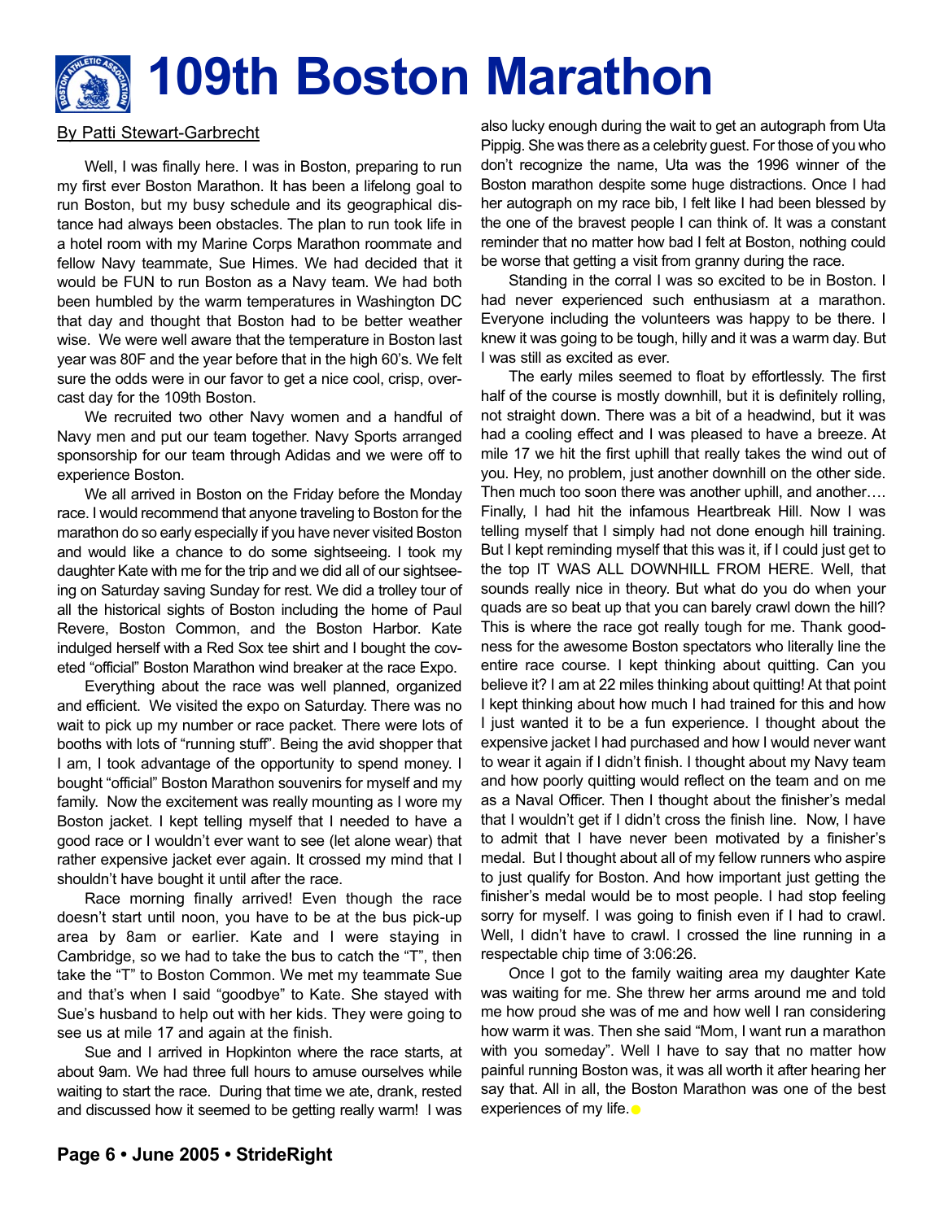# 109th Boston Marathon

By Patti Stewart-Garbrecht

Well, I was finally here. I was in Boston, preparing to run my first ever Boston Marathon. It has been a lifelong goal to run Boston, but my busy schedule and its geographical distance had always been obstacles. The plan to run took life in a hotel room with my Marine Corps Marathon roommate and fellow Navy teammate, Sue Himes. We had decided that it would be FUN to run Boston as a Navy team. We had both been humbled by the warm temperatures in Washington DC that day and thought that Boston had to be better weather wise. We were well aware that the temperature in Boston last year was 80F and the year before that in the high 60's. We felt sure the odds were in our favor to get a nice cool, crisp, overcast day for the 109th Boston.

We recruited two other Navy women and a handful of Navy men and put our team together. Navy Sports arranged sponsorship for our team through Adidas and we were off to experience Boston.

We all arrived in Boston on the Friday before the Monday race. I would recommend that anyone traveling to Boston for the marathon do so early especially if you have never visited Boston and would like a chance to do some sightseeing. I took my daughter Kate with me for the trip and we did all of our sightseeing on Saturday saving Sunday for rest. We did a trolley tour of all the historical sights of Boston including the home of Paul Revere, Boston Common, and the Boston Harbor. Kate indulged herself with a Red Sox tee shirt and I bought the coveted "official" Boston Marathon wind breaker at the race Expo.

Everything about the race was well planned, organized and efficient. We visited the expo on Saturday. There was no wait to pick up my number or race packet. There were lots of booths with lots of "running stuff". Being the avid shopper that I am, I took advantage of the opportunity to spend money. I bought "official" Boston Marathon souvenirs for myself and my family. Now the excitement was really mounting as I wore my Boston jacket. I kept telling myself that I needed to have a good race or I wouldn't ever want to see (let alone wear) that rather expensive jacket ever again. It crossed my mind that I shouldn't have bought it until after the race.

Race morning finally arrived! Even though the race doesn't start until noon, you have to be at the bus pick-up area by 8am or earlier. Kate and I were staying in Cambridge, so we had to take the bus to catch the "T", then take the "T" to Boston Common. We met my teammate Sue and that's when I said "goodbye" to Kate. She stayed with Sue's husband to help out with her kids. They were going to see us at mile 17 and again at the finish.

Sue and I arrived in Hopkinton where the race starts, at about 9am. We had three full hours to amuse ourselves while waiting to start the race. During that time we ate, drank, rested and discussed how it seemed to be getting really warm! I was also lucky enough during the wait to get an autograph from Uta Pippig. She was there as a celebrity guest. For those of you who don't recognize the name, Uta was the 1996 winner of the Boston marathon despite some huge distractions. Once I had her autograph on my race bib, I felt like I had been blessed by the one of the bravest people I can think of. It was a constant reminder that no matter how bad I felt at Boston, nothing could be worse that getting a visit from granny during the race.

Standing in the corral I was so excited to be in Boston. I had never experienced such enthusiasm at a marathon. Everyone including the volunteers was happy to be there. I knew it was going to be tough, hilly and it was a warm day. But I was still as excited as ever.

The early miles seemed to float by effortlessly. The first half of the course is mostly downhill, but it is definitely rolling, not straight down. There was a bit of a headwind, but it was had a cooling effect and I was pleased to have a breeze. At mile 17 we hit the first uphill that really takes the wind out of you. Hey, no problem, just another downhill on the other side. Then much too soon there was another uphill, and another…. Finally, I had hit the infamous Heartbreak Hill. Now I was telling myself that I simply had not done enough hill training. But I kept reminding myself that this was it, if I could just get to the top IT WAS ALL DOWNHILL FROM HERE. Well, that sounds really nice in theory. But what do you do when your quads are so beat up that you can barely crawl down the hill? This is where the race got really tough for me. Thank goodness for the awesome Boston spectators who literally line the entire race course. I kept thinking about quitting. Can you believe it? I am at 22 miles thinking about quitting! At that point I kept thinking about how much I had trained for this and how I just wanted it to be a fun experience. I thought about the expensive jacket I had purchased and how I would never want to wear it again if I didn't finish. I thought about my Navy team and how poorly quitting would reflect on the team and on me as a Naval Officer. Then I thought about the finisher's medal that I wouldn't get if I didn't cross the finish line. Now, I have to admit that I have never been motivated by a finisher's medal. But I thought about all of my fellow runners who aspire to just qualify for Boston. And how important just getting the finisher's medal would be to most people. I had stop feeling sorry for myself. I was going to finish even if I had to crawl. Well, I didn't have to crawl. I crossed the line running in a respectable chip time of 3:06:26.

Once I got to the family waiting area my daughter Kate was waiting for me. She threw her arms around me and told me how proud she was of me and how well I ran considering how warm it was. Then she said "Mom, I want run a marathon with you someday". Well I have to say that no matter how painful running Boston was, it was all worth it after hearing her say that. All in all, the Boston Marathon was one of the best experiences of my life.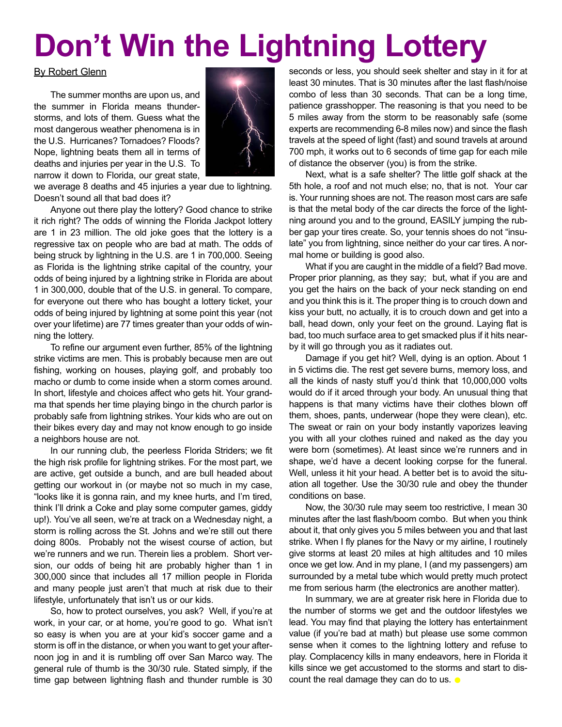# Don't Win the Lightning Lottery

By Robert Glenn

The summer months are upon us, and the summer in Florida means thunderstorms, and lots of them. Guess what the most dangerous weather phenomena is in the U.S. Hurricanes? Tornadoes? Floods? Nope, lightning beats them all in terms of deaths and injuries per year in the U.S. To narrow it down to Florida, our great state, we average 8 deaths and 45 injuries a year due to lightning. Doesn't sound all that bad does it?

Anyone out there play the lottery? Good chance to strike it rich right? The odds of winning the Florida Jackpot lottery are 1 in 23 million. The old joke goes that the lottery is a regressive tax on people who are bad at math. The odds of being struck by lightning in the U.S. are 1 in 700,000. Seeing as Florida is the lightning strike capital of the country, your odds of being injured by a lightning strike in Florida are about 1 in 300,000, double that of the U.S. in general. To compare, for everyone out there who has bought a lottery ticket, your odds of being injured by lightning at some point this year (not over your lifetime) are 77 times greater than your odds of winning the lottery.

To refine our argument even further, 85% of the lightning strike victims are men. This is probably because men are out fishing, working on houses, playing golf, and probably too macho or dumb to come inside when a storm comes around. In short, lifestyle and choices affect who gets hit. Your grandma that spends her time playing bingo in the church parlor is probably safe from lightning strikes. Your kids who are out on their bikes every day and may not know enough to go inside a neighbors house are not.

In our running club, the peerless Florida Striders; we fit the high risk profile for lightning strikes. For the most part, we are active, get outside a bunch, and are bull headed about getting our workout in (or maybe not so much in my case, "looks like it is gonna rain, and my knee hurts, and I'm tired, think I'll drink a Coke and play some computer games, giddy up!). You've all seen, we're at track on a Wednesday night, a storm is rolling across the St. Johns and we're still out there doing 800s. Probably not the wisest course of action, but we're runners and we run. Therein lies a problem. Short version, our odds of being hit are probably higher than 1 in 300,000 since that includes all 17 million people in Florida and many people just aren't that much at risk due to their lifestyle, unfortunately that isn't us or our kids.

So, how to protect ourselves, you ask? Well, if you're at work, in your car, or at home, you're good to go. What isn't so easy is when you are at your kid's soccer game and a storm is off in the distance, or when you want to get your afternoon jog in and it is rumbling off over San Marco way. The general rule of thumb is the 30/30 rule. Stated simply, if the time gap between lightning flash and thunder rumble is 30 seconds or less, you should seek shelter and stay in it for at least 30 minutes. That is 30 minutes after the last flash/noise combo of less than 30 seconds. That can be a long time, patience grasshopper. The reasoning is that you need to be 5 miles away from the storm to be reasonably safe (some experts are recommending 6-8 miles now) and since the flash travels at the speed of light (fast) and sound travels at around 700 mph, it works out to 6 seconds of time gap for each mile of distance the observer (you) is from the strike.

Next, what is a safe shelter? The little golf shack at the 5th hole, a roof and not much else; no, that is not. Your car is. Your running shoes are not. The reason most cars are safe is that the metal body of the car directs the force of the lightning around you and to the ground, EASILY jumping the rubber gap your tires create. So, your tennis shoes do not "insulate" you from lightning, since neither do your car tires. A normal home or building is good also.

What if you are caught in the middle of a field? Bad move. Proper prior planning, as they say; but, what if you are and you get the hairs on the back of your neck standing on end and you think this is it. The proper thing is to crouch down and kiss your butt, no actually, it is to crouch down and get into a ball, head down, only your feet on the ground. Laying flat is bad, too much surface area to get smacked plus if it hits nearby it will go through you as it radiates out.

Damage if you get hit? Well, dying is an option. About 1 in 5 victims die. The rest get severe burns, memory loss, and all the kinds of nasty stuff you'd think that 10,000,000 volts would do if it arced through your body. An unusual thing that happens is that many victims have their clothes blown off them, shoes, pants, underwear (hope they were clean), etc. The sweat or rain on your body instantly vaporizes leaving you with all your clothes ruined and naked as the day you were born (sometimes). At least since we're runners and in shape, we'd have a decent looking corpse for the funeral. Well, unless it hit your head. A better bet is to avoid the situation all together. Use the 30/30 rule and obey the thunder conditions on base.

Now, the 30/30 rule may seem too restrictive, I mean 30 minutes after the last flash/boom combo. But when you think about it, that only gives you 5 miles between you and that last strike. When I fly planes for the Navy or my airline, I routinely give storms at least 20 miles at high altitudes and 10 miles once we get low. And in my plane, I (and my passengers) am surrounded by a metal tube which would pretty much protect me from serious harm (the electronics are another matter).

In summary, we are at greater risk here in Florida due to the number of storms we get and the outdoor lifestyles we lead. You may find that playing the lottery has entertainment value (if you're bad at math) but please use some common sense when it comes to the lightning lottery and refuse to play. Complacency kills in many endeavors, here in Florida it kills since we get accustomed to the storms and start to discount the real damage they can do to us.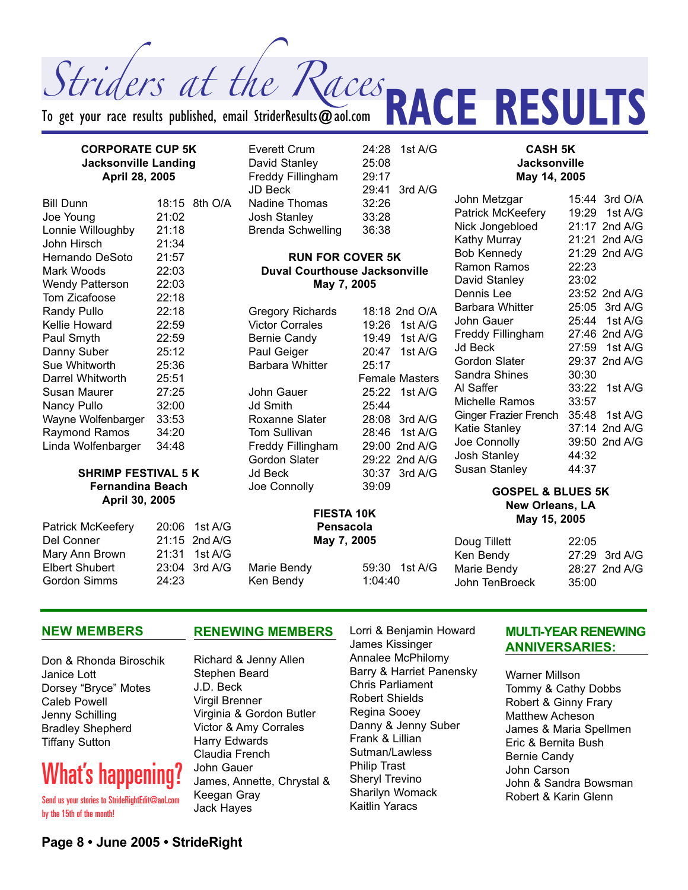# Striders at the Races — RACE RESULTS

To get your race results published, email StriderResults@aol.com

### CORPORATE CUP 5K
**Jacksonville Landing**
**April 28, 2005**

| Name | Time | Place |
|---|---|---|
| Bill Dunn | 18:15 | 8th O/A |
| Joe Young | 21:02 | |
| Lonnie Willoughby | 21:18 | |
| John Hirsch | 21:34 | |
| Hernando DeSoto | 21:57 | |
| Mark Woods | 22:03 | |
| Wendy Patterson | 22:03 | |
| Tom Zicafoose | 22:18 | |
| Randy Pullo | 22:18 | |
| Kellie Howard | 22:59 | |
| Paul Smyth | 22:59 | |
| Danny Suber | 25:12 | |
| Sue Whitworth | 25:36 | |
| Darrel Whitworth | 25:51 | |
| Susan Maurer | 27:25 | |
| Nancy Pullo | 32:00 | |
| Wayne Wolfenbarger | 33:53 | |
| Raymond Ramos | 34:20 | |
| Linda Wolfenbarger | 34:48 | |

### SHRIMP FESTIVAL 5 K
**Fernandina Beach**
**April 30, 2005**

| Name | Time | Place |
|---|---|---|
| Patrick McKeefery | 20:06 | 1st A/G |
| Del Conner | 21:15 | 2nd A/G |
| Mary Ann Brown | 21:31 | 1st A/G |
| Elbert Shubert | 23:04 | 3rd A/G |
| Gordon Simms | 24:23 | |
| Everett Crum | 24:28 | 1st A/G |
| David Stanley | 25:08 | |
| Freddy Fillingham | 29:17 | |
| JD Beck | 29:41 | 3rd A/G |
| Nadine Thomas | 32:26 | |
| Josh Stanley | 33:28 | |
| Brenda Schwelling | 36:38 | |

### RUN FOR COVER 5K
**Duval Courthouse Jacksonville**
**May 7, 2005**

| Name | Time | Place |
|---|---|---|
| Gregory Richards | 18:18 | 2nd O/A |
| Victor Corrales | 19:26 | 1st A/G |
| Bernie Candy | 19:49 | 1st A/G |
| Paul Geiger | 20:47 | 1st A/G |
| Barbara Whitter | 25:17 | Female Masters |
| John Gauer | 25:22 | 1st A/G |
| Jd Smith | 25:44 | |
| Roxanne Slater | 28:08 | 3rd A/G |
| Tom Sullivan | 28:46 | 1st A/G |
| Freddy Fillingham | 29:00 | 2nd A/G |
| Gordon Slater | 29:22 | 2nd A/G |
| Jd Beck | 30:37 | 3rd A/G |
| Joe Connolly | 39:09 | |

### FIESTA 10K
**Pensacola**
**May 7, 2005**

| Name | Time | Place |
|---|---|---|
| Marie Bendy | 59:30 | 1st A/G |
| Ken Bendy | 1:04:40 | |

### CASH 5K
**Jacksonville**
**May 14, 2005**

| Name | Time | Place |
|---|---|---|
| John Metzgar | 15:44 | 3rd O/A |
| Patrick McKeefery | 19:29 | 1st A/G |
| Nick Jongebloed | 21:17 | 2nd A/G |
| Kathy Murray | 21:21 | 2nd A/G |
| Bob Kennedy | 21:29 | 2nd A/G |
| Ramon Ramos | 22:23 | |
| David Stanley | 23:02 | |
| Dennis Lee | 23:52 | 2nd A/G |
| Barbara Whitter | 25:05 | 3rd A/G |
| John Gauer | 25:44 | 1st A/G |
| Freddy Fillingham | 27:46 | 2nd A/G |
| Jd Beck | 27:59 | 1st A/G |
| Gordon Slater | 29:37 | 2nd A/G |
| Sandra Shines | 30:30 | |
| Al Saffer | 33:22 | 1st A/G |
| Michelle Ramos | 33:57 | |
| Ginger Frazier French | 35:48 | 1st A/G |
| Katie Stanley | 37:14 | 2nd A/G |
| Joe Connolly | 39:50 | 2nd A/G |
| Josh Stanley | 44:32 | |
| Susan Stanley | 44:37 | |

### GOSPEL & BLUES 5K
**New Orleans, LA**
**May 15, 2005**

| Name | Time | Place |
|---|---|---|
| Doug Tillett | 22:05 | |
| Ken Bendy | 27:29 | 3rd A/G |
| Marie Bendy | 28:27 | 2nd A/G |
| John TenBroeck | 35:00 | |

## NEW MEMBERS

Don & Rhonda Biroschik
Janice Lott
Dorsey "Bryce" Motes
Caleb Powell
Jenny Schilling
Bradley Shepherd
Tiffany Sutton

## What's happening?

Send us your stories to StrideRightEdit@aol.com by the 15th of the month!

## RENEWING MEMBERS

Richard & Jenny Allen
Stephen Beard
J.D. Beck
Virgil Brenner
Virginia & Gordon Butler
Victor & Amy Corrales
Harry Edwards
Claudia French
John Gauer
James, Annette, Chrystal & Keegan Gray
Jack Hayes
Lorri & Benjamin Howard
James Kissinger
Annalee McPhilomy
Barry & Harriet Panensky
Chris Parliament
Robert Shields
Regina Sooey
Danny & Jenny Suber
Frank & Lillian Sutman/Lawless
Philip Trast
Sheryl Trevino
Sharilyn Womack
Kaitlin Yaracs

## MULTI-YEAR RENEWING ANNIVERSARIES:

Warner Millson
Tommy & Cathy Dobbs
Robert & Ginny Frary
Matthew Acheson
James & Maria Spellmen
Eric & Bernita Bush
Bernie Candy
John Carson
John & Sandra Bowsman
Robert & Karin Glenn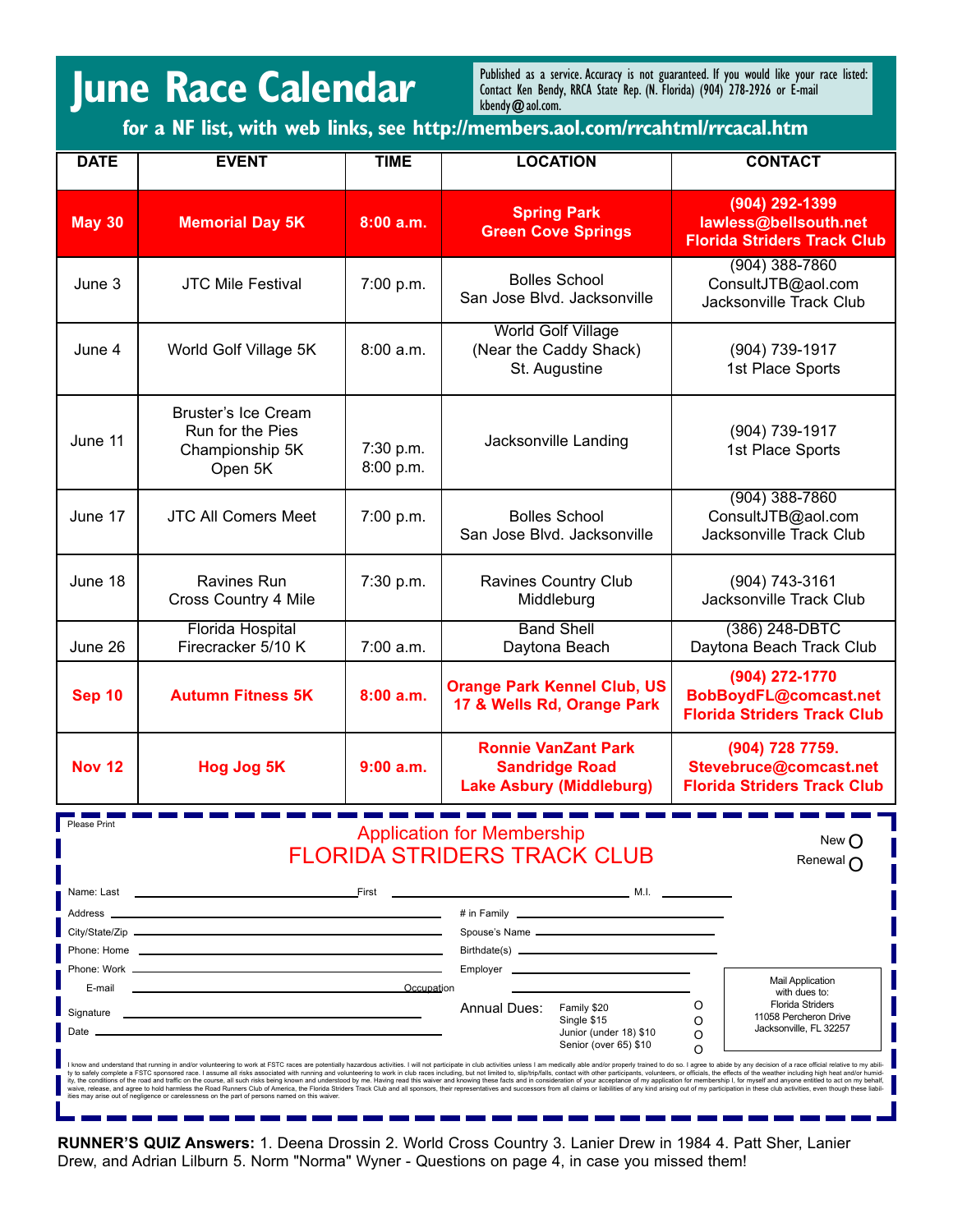# June Race Calendar

Published as a service. Accuracy is not guaranteed. If you would like your race listed: Contact Ken Bendy, RRCA State Rep. (N. Florida) (904) 278-2926 or E-mail kbendy@aol.com.

**for a NF list, with web links, see http://members.aol.com/rrcahtml/rrcacal.htm**

| DATE | EVENT | TIME | LOCATION | CONTACT |
|---|---|---|---|---|
| **May 30** | **Memorial Day 5K** | **8:00 a.m.** | **Spring Park Green Cove Springs** | **(904) 292-1399 lawless@bellsouth.net Florida Striders Track Club** |
| June 3 | JTC Mile Festival | 7:00 p.m. | Bolles School San Jose Blvd. Jacksonville | (904) 388-7860 ConsultJTB@aol.com Jacksonville Track Club |
| June 4 | World Golf Village 5K | 8:00 a.m. | World Golf Village (Near the Caddy Shack) St. Augustine | (904) 739-1917 1st Place Sports |
| June 11 | Bruster's Ice Cream Run for the Pies Championship 5K Open 5K | 7:30 p.m. 8:00 p.m. | Jacksonville Landing | (904) 739-1917 1st Place Sports |
| June 17 | JTC All Comers Meet | 7:00 p.m. | Bolles School San Jose Blvd. Jacksonville | (904) 388-7860 ConsultJTB@aol.com Jacksonville Track Club |
| June 18 | Ravines Run Cross Country 4 Mile | 7:30 p.m. | Ravines Country Club Middleburg | (904) 743-3161 Jacksonville Track Club |
| June 26 | Florida Hospital Firecracker 5/10 K | 7:00 a.m. | Band Shell Daytona Beach | (386) 248-DBTC Daytona Beach Track Club |
| **Sep 10** | **Autumn Fitness 5K** | **8:00 a.m.** | **Orange Park Kennel Club, US 17 & Wells Rd, Orange Park** | **(904) 272-1770 BobBoydFL@comcast.net Florida Striders Track Club** |
| **Nov 12** | **Hog Jog 5K** | **9:00 a.m.** | **Ronnie VanZant Park Sandridge Road Lake Asbury (Middleburg)** | **(904) 728 7759. Stevebruce@comcast.net Florida Striders Track Club** |

Please Print

## Application for Membership
## FLORIDA STRIDERS TRACK CLUB

New ○
Renewal ○

Name: Last ______________ First ______________ M.I. ______

Address ______________ # in Family ______________

City/State/Zip ______________ Spouse's Name ______________

Phone: Home ______________ Birthdate(s) ______________

Phone: Work ______________ Employer ______________

E-mail ______________ Occupation ______________

Signature ______________

Date ______________

Annual Dues:
- Family $20 ○
- Single $15 ○
- Junior (under 18) $10 ○
- Senior (over 65) $10 ○

Mail Application with dues to:
Florida Striders
11058 Percheron Drive
Jacksonville, FL 32257

I know and understand that running in and/or volunteering to work at FSTC races are potentially hazardous activities. I will not participate in club activities unless I am medically able and/or properly trained to do so. I agree to abide by any decision of a race official relative to my ability to safely complete a FSTC sponsored race. I assume all risks associated with running and volunteering to work in club races including, but not limited to, slip/trip/falls, contact with other participants, volunteers, or officials, the effects of the weather including high heat and/or humidity, the conditions of the road and traffic on the course, all such risks being known and understood by me. Having read this waiver and knowing these facts and in consideration of your acceptance of my application for membership I, for myself and anyone entitled to act on my behalf, waive, release, and agree to hold harmless the Road Runners Club of America, the Florida Striders Track Club and all sponsors, their representatives and successors from all claims or liabilities of any kind arising out of my participation in these club activities, even though these liabilities may arise out of negligence or carelessness on the part of persons named on this waiver.

**RUNNER'S QUIZ Answers:** 1. Deena Drossin 2. World Cross Country 3. Lanier Drew in 1984 4. Patt Sher, Lanier Drew, and Adrian Lilburn 5. Norm "Norma" Wyner - Questions on page 4, in case you missed them!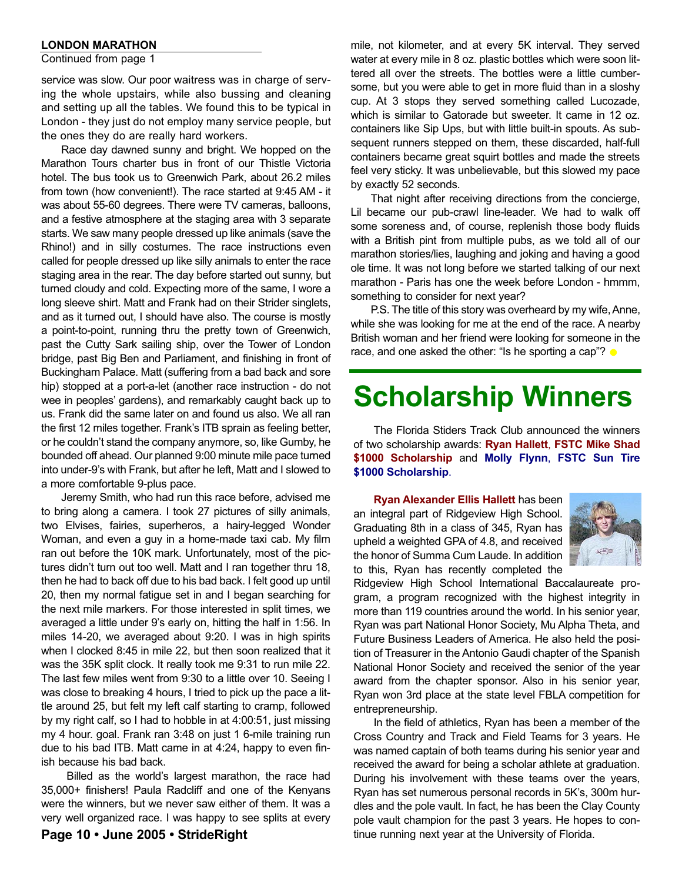**LONDON MARATHON**

Continued from page 1

service was slow. Our poor waitress was in charge of serving the whole upstairs, while also bussing and cleaning and setting up all the tables. We found this to be typical in London - they just do not employ many service people, but the ones they do are really hard workers.

Race day dawned sunny and bright. We hopped on the Marathon Tours charter bus in front of our Thistle Victoria hotel. The bus took us to Greenwich Park, about 26.2 miles from town (how convenient!). The race started at 9:45 AM - it was about 55-60 degrees. There were TV cameras, balloons, and a festive atmosphere at the staging area with 3 separate starts. We saw many people dressed up like animals (save the Rhino!) and in silly costumes. The race instructions even called for people dressed up like silly animals to enter the race staging area in the rear. The day before started out sunny, but turned cloudy and cold. Expecting more of the same, I wore a long sleeve shirt. Matt and Frank had on their Strider singlets, and as it turned out, I should have also. The course is mostly a point-to-point, running thru the pretty town of Greenwich, past the Cutty Sark sailing ship, over the Tower of London bridge, past Big Ben and Parliament, and finishing in front of Buckingham Palace. Matt (suffering from a bad back and sore hip) stopped at a port-a-let (another race instruction - do not wee in peoples' gardens), and remarkably caught back up to us. Frank did the same later on and found us also. We all ran the first 12 miles together. Frank's ITB sprain as feeling better, or he couldn't stand the company anymore, so, like Gumby, he bounded off ahead. Our planned 9:00 minute mile pace turned into under-9's with Frank, but after he left, Matt and I slowed to a more comfortable 9-plus pace.

Jeremy Smith, who had run this race before, advised me to bring along a camera. I took 27 pictures of silly animals, two Elvises, fairies, superheros, a hairy-legged Wonder Woman, and even a guy in a home-made taxi cab. My film ran out before the 10K mark. Unfortunately, most of the pictures didn't turn out too well. Matt and I ran together thru 18, then he had to back off due to his bad back. I felt good up until 20, then my normal fatigue set in and I began searching for the next mile markers. For those interested in split times, we averaged a little under 9's early on, hitting the half in 1:56. In miles 14-20, we averaged about 9:20. I was in high spirits when I clocked 8:45 in mile 22, but then soon realized that it was the 35K split clock. It really took me 9:31 to run mile 22. The last few miles went from 9:30 to a little over 10. Seeing I was close to breaking 4 hours, I tried to pick up the pace a little around 25, but felt my left calf starting to cramp, followed by my right calf, so I had to hobble in at 4:00:51, just missing my 4 hour. goal. Frank ran 3:48 on just 1 6-mile training run due to his bad ITB. Matt came in at 4:24, happy to even finish because his bad back.

Billed as the world's largest marathon, the race had 35,000+ finishers! Paula Radcliff and one of the Kenyans were the winners, but we never saw either of them. It was a very well organized race. I was happy to see splits at every mile, not kilometer, and at every 5K interval. They served water at every mile in 8 oz. plastic bottles which were soon littered all over the streets. The bottles were a little cumbersome, but you were able to get in more fluid than in a sloshy cup. At 3 stops they served something called Lucozade, which is similar to Gatorade but sweeter. It came in 12 oz. containers like Sip Ups, but with little built-in spouts. As subsequent runners stepped on them, these discarded, half-full containers became great squirt bottles and made the streets feel very sticky. It was unbelievable, but this slowed my pace by exactly 52 seconds.

That night after receiving directions from the concierge, Lil became our pub-crawl line-leader. We had to walk off some soreness and, of course, replenish those body fluids with a British pint from multiple pubs, as we told all of our marathon stories/lies, laughing and joking and having a good ole time. It was not long before we started talking of our next marathon - Paris has one the week before London - hmmm, something to consider for next year?

P.S. The title of this story was overheard by my wife, Anne, while she was looking for me at the end of the race. A nearby British woman and her friend were looking for someone in the race, and one asked the other: "Is he sporting a cap"?

# Scholarship Winners

The Florida Stiders Track Club announced the winners of two scholarship awards: **Ryan Hallett**, **FSTC Mike Shad $1000 Scholarship** and **Molly Flynn**, **FSTC Sun Tire $1000 Scholarship**.

**Ryan Alexander Ellis Hallett** has been an integral part of Ridgeview High School. Graduating 8th in a class of 345, Ryan has upheld a weighted GPA of 4.8, and received the honor of Summa Cum Laude. In addition to this, Ryan has recently completed the Ridgeview High School International Baccalaureate program, a program recognized with the highest integrity in more than 119 countries around the world. In his senior year, Ryan was part National Honor Society, Mu Alpha Theta, and Future Business Leaders of America. He also held the position of Treasurer in the Antonio Gaudi chapter of the Spanish National Honor Society and received the senior of the year award from the chapter sponsor. Also in his senior year, Ryan won 3rd place at the state level FBLA competition for entrepreneurship.

In the field of athletics, Ryan has been a member of the Cross Country and Track and Field Teams for 3 years. He was named captain of both teams during his senior year and received the award for being a scholar athlete at graduation. During his involvement with these teams over the years, Ryan has set numerous personal records in 5K's, 300m hurdles and the pole vault. In fact, he has been the Clay County pole vault champion for the past 3 years. He hopes to continue running next year at the University of Florida.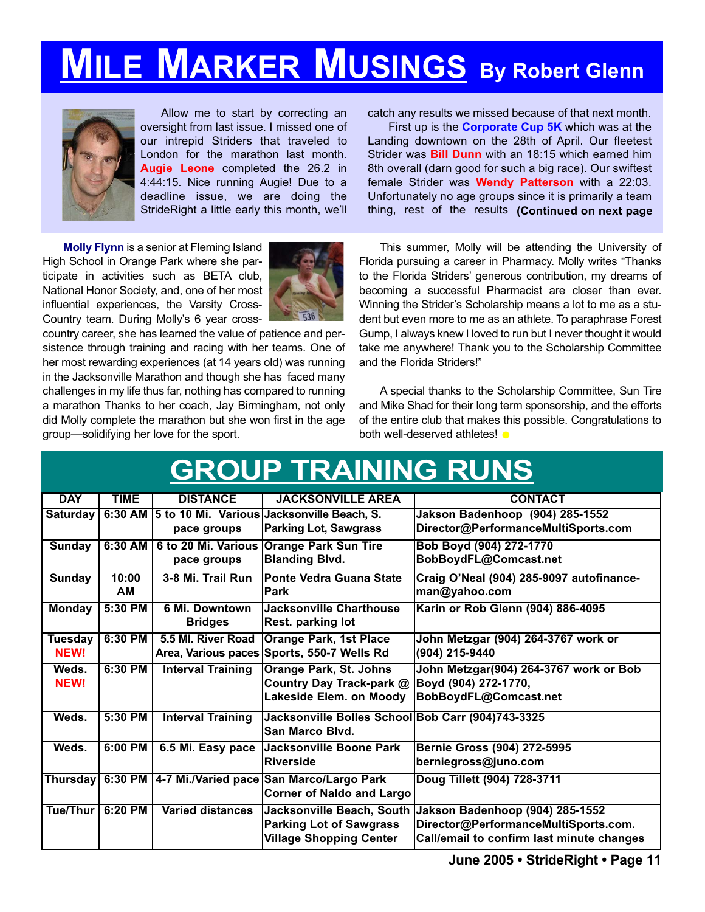# MILE MARKER MUSINGS By Robert Glenn

Allow me to start by correcting an oversight from last issue. I missed one of our intrepid Striders that traveled to London for the marathon last month. **Augie Leone** completed the 26.2 in 4:44:15. Nice running Augie! Due to a deadline issue, we are doing the StrideRight a little early this month, we'll catch any results we missed because of that next month.

First up is the **Corporate Cup 5K** which was at the Landing downtown on the 28th of April. Our fleetest Strider was **Bill Dunn** with an 18:15 which earned him 8th overall (darn good for such a big race). Our swiftest female Strider was **Wendy Patterson** with a 22:03. Unfortunately no age groups since it is primarily a team thing, rest of the results **(Continued on next page**

**Molly Flynn** is a senior at Fleming Island High School in Orange Park where she participate in activities such as BETA club, National Honor Society, and, one of her most influential experiences, the Varsity Cross-Country team. During Molly's 6 year cross-country career, she has learned the value of patience and persistence through training and racing with her teams. One of her most rewarding experiences (at 14 years old) was running in the Jacksonville Marathon and though she has faced many challenges in my life thus far, nothing has compared to running a marathon Thanks to her coach, Jay Birmingham, not only did Molly complete the marathon but she won first in the age group—solidifying her love for the sport.

This summer, Molly will be attending the University of Florida pursuing a career in Pharmacy. Molly writes "Thanks to the Florida Striders' generous contribution, my dreams of becoming a successful Pharmacist are closer than ever. Winning the Strider's Scholarship means a lot to me as a student but even more to me as an athlete. To paraphrase Forest Gump, I always knew I loved to run but I never thought it would take me anywhere! Thank you to the Scholarship Committee and the Florida Striders!"

A special thanks to the Scholarship Committee, Sun Tire and Mike Shad for their long term sponsorship, and the efforts of the entire club that makes this possible. Congratulations to both well-deserved athletes!

## GROUP TRAINING RUNS

| DAY | TIME | DISTANCE | JACKSONVILLE AREA | CONTACT |
|---|---|---|---|---|
| Saturday | 6:30 AM | 5 to 10 Mi. Various pace groups | Jacksonville Beach, S. Parking Lot, Sawgrass | Jakson Badenhoop (904) 285-1552 Director@PerformanceMultiSports.com |
| Sunday | 6:30 AM | 6 to 20 Mi. Various pace groups | Orange Park Sun Tire Blanding Blvd. | Bob Boyd (904) 272-1770 BobBoydFL@Comcast.net |
| Sunday | 10:00 AM | 3-8 Mi. Trail Run | Ponte Vedra Guana State Park | Craig O'Neal (904) 285-9097 autofinance-man@yahoo.com |
| Monday | 5:30 PM | 6 Mi. Downtown Bridges | Jacksonville Charthouse Rest. parking lot | Karin or Rob Glenn (904) 886-4095 |
| Tuesday NEW! | 6:30 PM | 5.5 MI. River Road Area, Various paces | Orange Park, 1st Place Sports, 550-7 Wells Rd | John Metzgar (904) 264-3767 work or (904) 215-9440 |
| Weds. NEW! | 6:30 PM | Interval Training | Orange Park, St. Johns Country Day Track-park @ Lakeside Elem. on Moody | John Metzgar(904) 264-3767 work or Bob Boyd (904) 272-1770, BobBoydFL@Comcast.net |
| Weds. | 5:30 PM | Interval Training | Jacksonville Bolles School San Marco Blvd. | Bob Carr (904)743-3325 |
| Weds. | 6:00 PM | 6.5 Mi. Easy pace | Jacksonville Boone Park Riverside | Bernie Gross (904) 272-5995 berniegross@juno.com |
| Thursday | 6:30 PM | 4-7 Mi./Varied pace | San Marco/Largo Park Corner of Naldo and Largo | Doug Tillett (904) 728-3711 |
| Tue/Thur | 6:20 PM | Varied distances | Jacksonville Beach, South Parking Lot of Sawgrass Village Shopping Center | Jakson Badenhoop (904) 285-1552 Director@PerformanceMultiSports.com. Call/email to confirm last minute changes |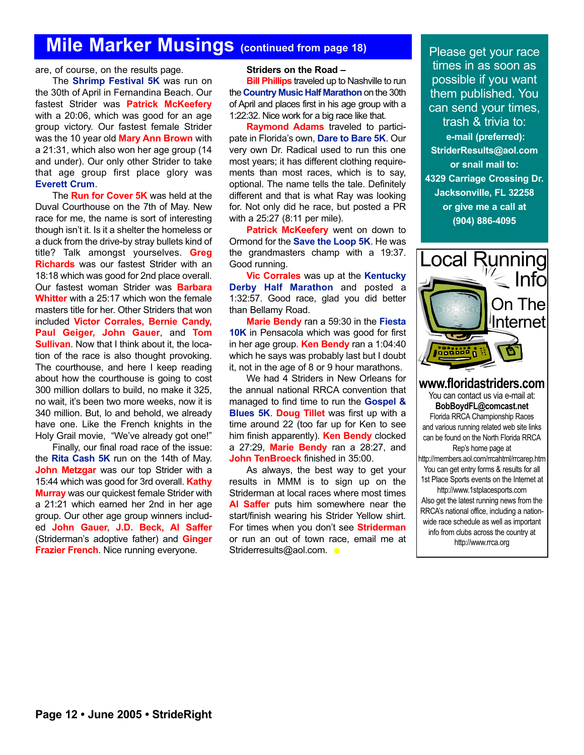## Mile Marker Musings (continued from page 18)

are, of course, on the results page.

The **Shrimp Festival 5K** was run on the 30th of April in Fernandina Beach. Our fastest Strider was **Patrick McKeefery** with a 20:06, which was good for an age group victory. Our fastest female Strider was the 10 year old **Mary Ann Brown** with a 21:31, which also won her age group (14 and under). Our only other Strider to take that age group first place glory was **Everett Crum**.

The **Run for Cover 5K** was held at the Duval Courthouse on the 7th of May. New race for me, the name is sort of interesting though isn't it. Is it a shelter the homeless or a duck from the drive-by stray bullets kind of title? Talk amongst yourselves. **Greg Richards** was our fastest Strider with an 18:18 which was good for 2nd place overall. Our fastest woman Strider was **Barbara Whitter** with a 25:17 which won the female masters title for her. Other Striders that won included **Victor Corrales, Bernie Candy, Paul Geiger, John Gauer**, and **Tom Sullivan**. Now that I think about it, the location of the race is also thought provoking. The courthouse, and here I keep reading about how the courthouse is going to cost 300 million dollars to build, no make it 325, no wait, it's been two more weeks, now it is 340 million. But, lo and behold, we already have one. Like the French knights in the Holy Grail movie, "We've already got one!"

Finally, our final road race of the issue: the **Rita Cash 5K** run on the 14th of May. **John Metzgar** was our top Strider with a 15:44 which was good for 3rd overall. **Kathy Murray** was our quickest female Strider with a 21:21 which earned her 2nd in her age group. Our other age group winners included **John Gauer, J.D. Beck, Al Saffer** (Striderman's adoptive father) and **Ginger Frazier French**. Nice running everyone.

**Striders on the Road –**

**Bill Phillips** traveled up to Nashville to run the **Country Music Half Marathon** on the 30th of April and places first in his age group with a 1:22:32. Nice work for a big race like that.

**Raymond Adams** traveled to participate in Florida's own, **Dare to Bare 5K**. Our very own Dr. Radical used to run this one most years; it has different clothing requirements than most races, which is to say, optional. The name tells the tale. Definitely different and that is what Ray was looking for. Not only did he race, but posted a PR with a 25:27 (8:11 per mile).

**Patrick McKeefery** went on down to Ormond for the **Save the Loop 5K**. He was the grandmasters champ with a 19:37. Good running.

**Vic Corrales** was up at the **Kentucky Derby Half Marathon** and posted a 1:32:57. Good race, glad you did better than Bellamy Road.

**Marie Bendy** ran a 59:30 in the **Fiesta 10K** in Pensacola which was good for first in her age group. **Ken Bendy** ran a 1:04:40 which he says was probably last but I doubt it, not in the age of 8 or 9 hour marathons.

We had 4 Striders in New Orleans for the annual national RRCA convention that managed to find time to run the **Gospel & Blues 5K**. **Doug Tillet** was first up with a time around 22 (too far up for Ken to see him finish apparently). **Ken Bendy** clocked a 27:29, **Marie Bendy** ran a 28:27, and **John TenBroeck** finished in 35:00.

As always, the best way to get your results in MMM is to sign up on the Striderman at local races where most times **Al Saffer** puts him somewhere near the start/finish wearing his Strider Yellow shirt. For times when you don't see **Striderman** or run an out of town race, email me at Striderresults@aol.com.

---

Please get your race times in as soon as possible if you want them published. You can send your times, trash & trivia to:

**e-mail (preferred):**
**StriderResults@aol.com**
**or snail mail to:**
**4329 Carriage Crossing Dr.**
**Jacksonville, FL 32258**
**or give me a call at**
**(904) 886-4095**

---

Local Running Info On The Internet

**www.floridastriders.com**

You can contact us via e-mail at:
**BobBoydFL@comcast.net**

Florida RRCA Championship Races and various running related web site links can be found on the North Florida RRCA Rep's home page at http://members.aol.com/rrcahtml/rrcarep.htm

You can get entry forms & results for all 1st Place Sports events on the Internet at http://www.1stplacesports.com

Also get the latest running news from the RRCA's national office, including a nationwide race schedule as well as important info from clubs across the country at http://www.rrca.org